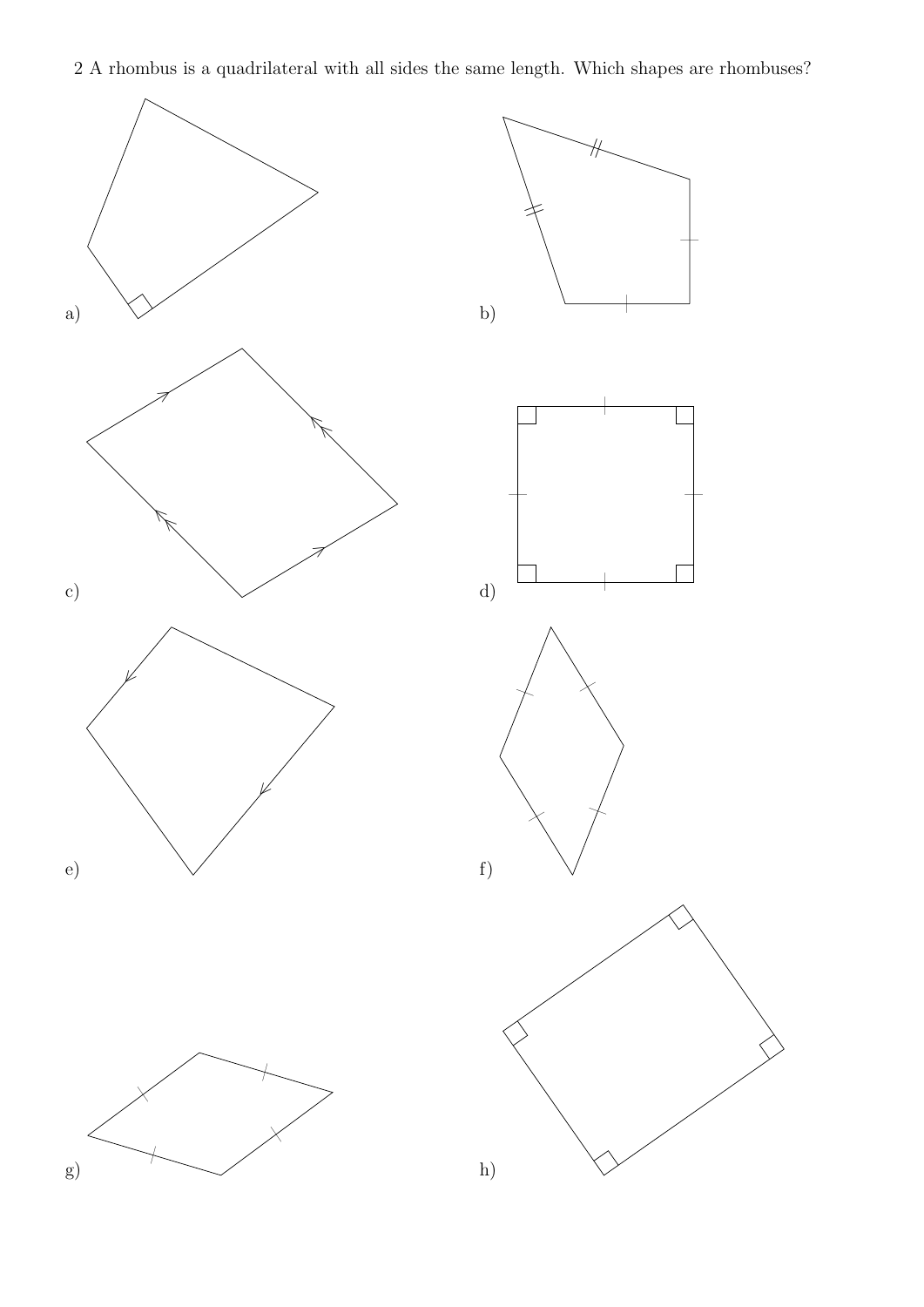2 A rhombus is a quadrilateral with all sides the same length. Which shapes are rhombuses?

a)

b)

c)

d)

e)

f)

g)

h)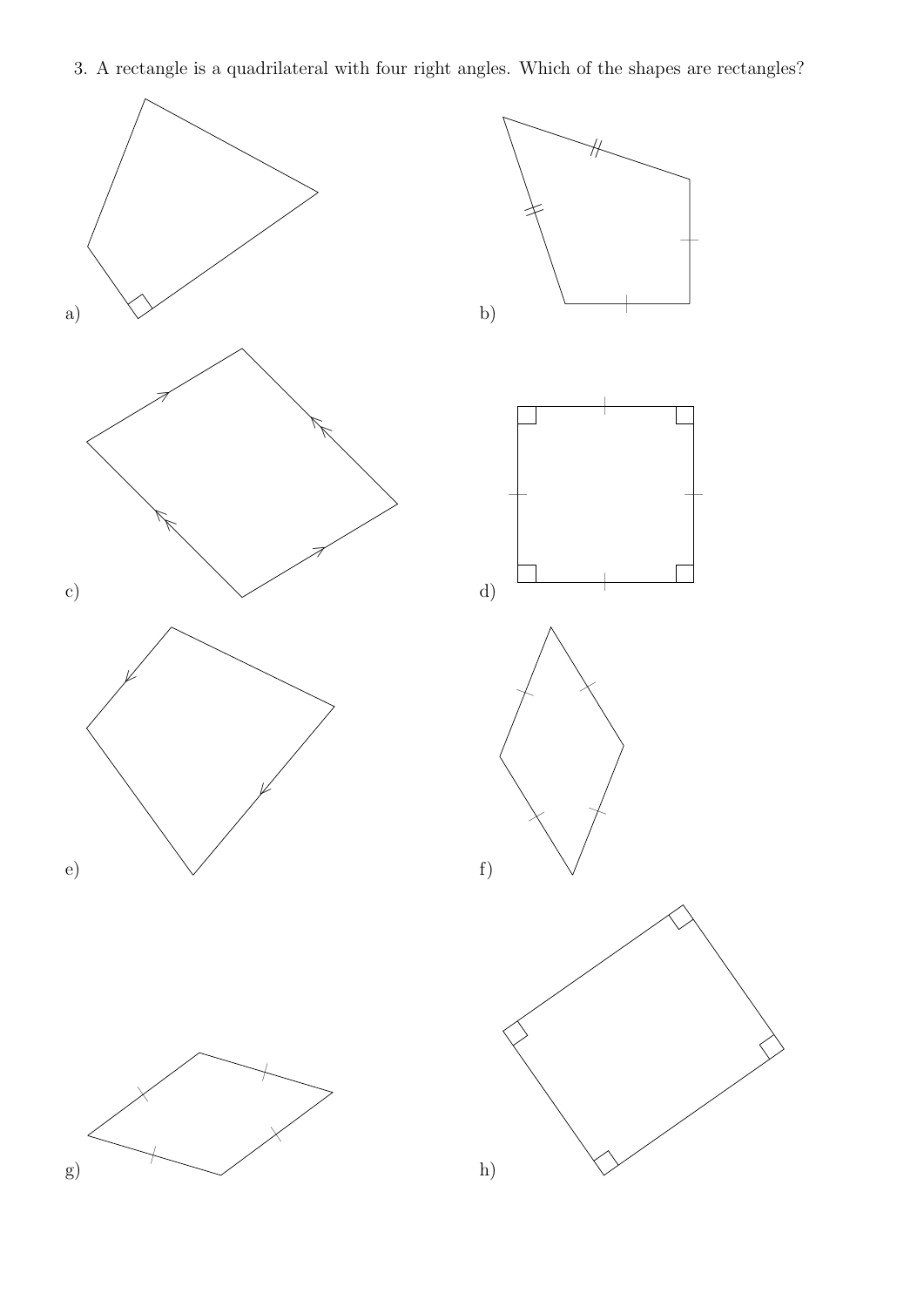3. A rectangle is a quadrilateral with four right angles. Which of the shapes are rectangles?

a)

b)

c)

d)

e)

f)

g)

h)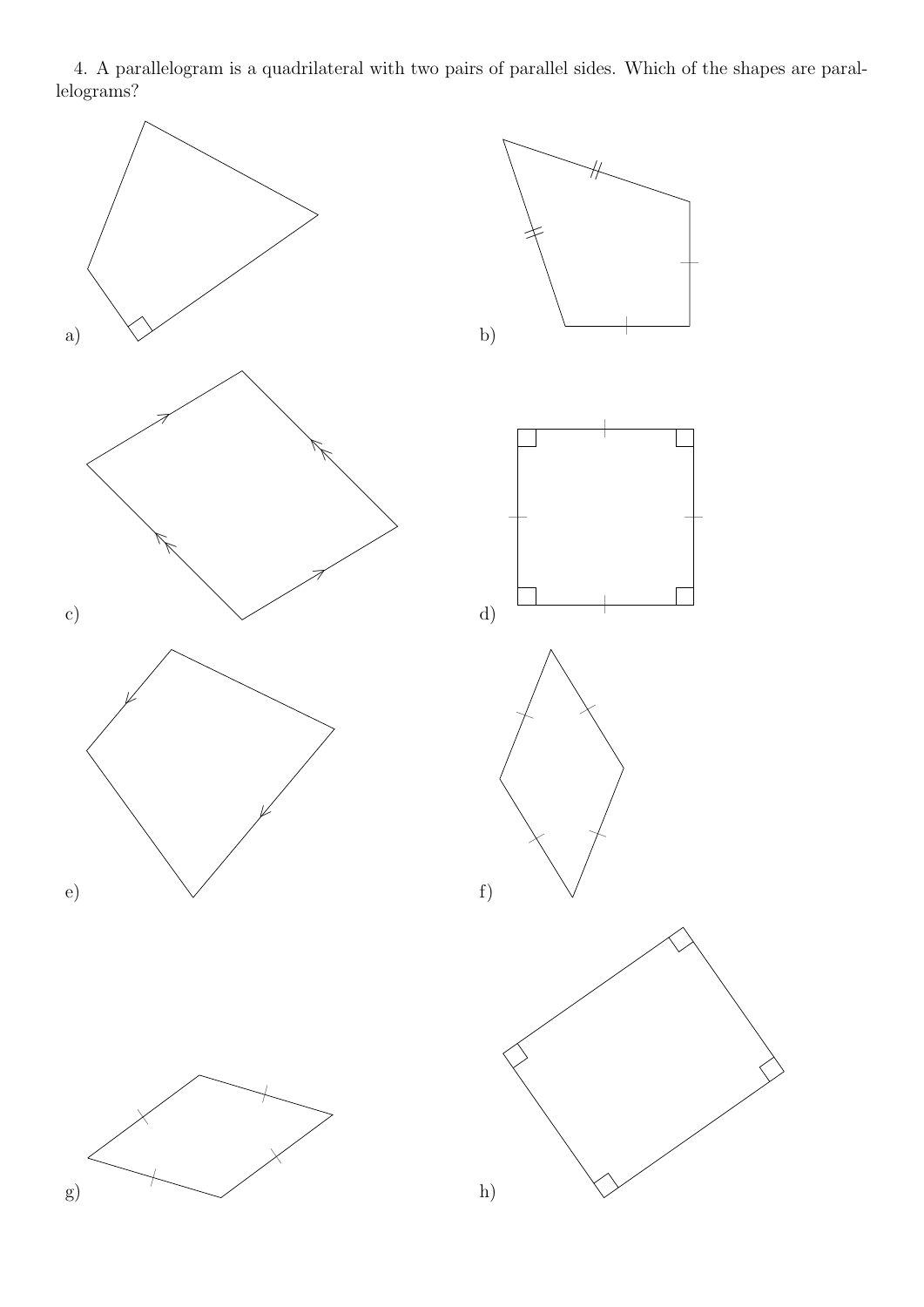4. A parallelogram is a quadrilateral with two pairs of parallel sides. Which of the shapes are parallelograms?

a)

b)

c)

d)

e)

f)

g)

h)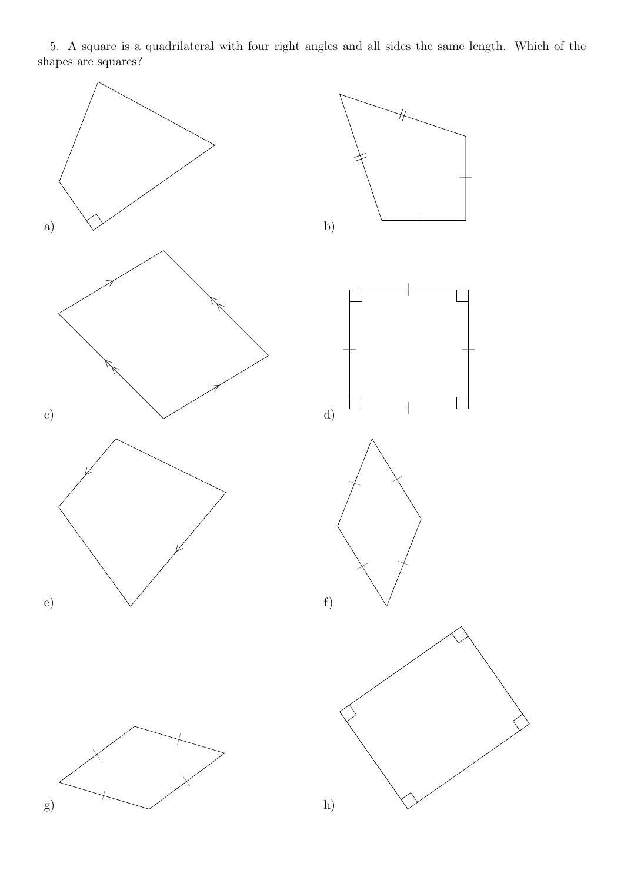5. A square is a quadrilateral with four right angles and all sides the same length. Which of the shapes are squares?

a)

b)

c)

d)

e)

f)

g)

h)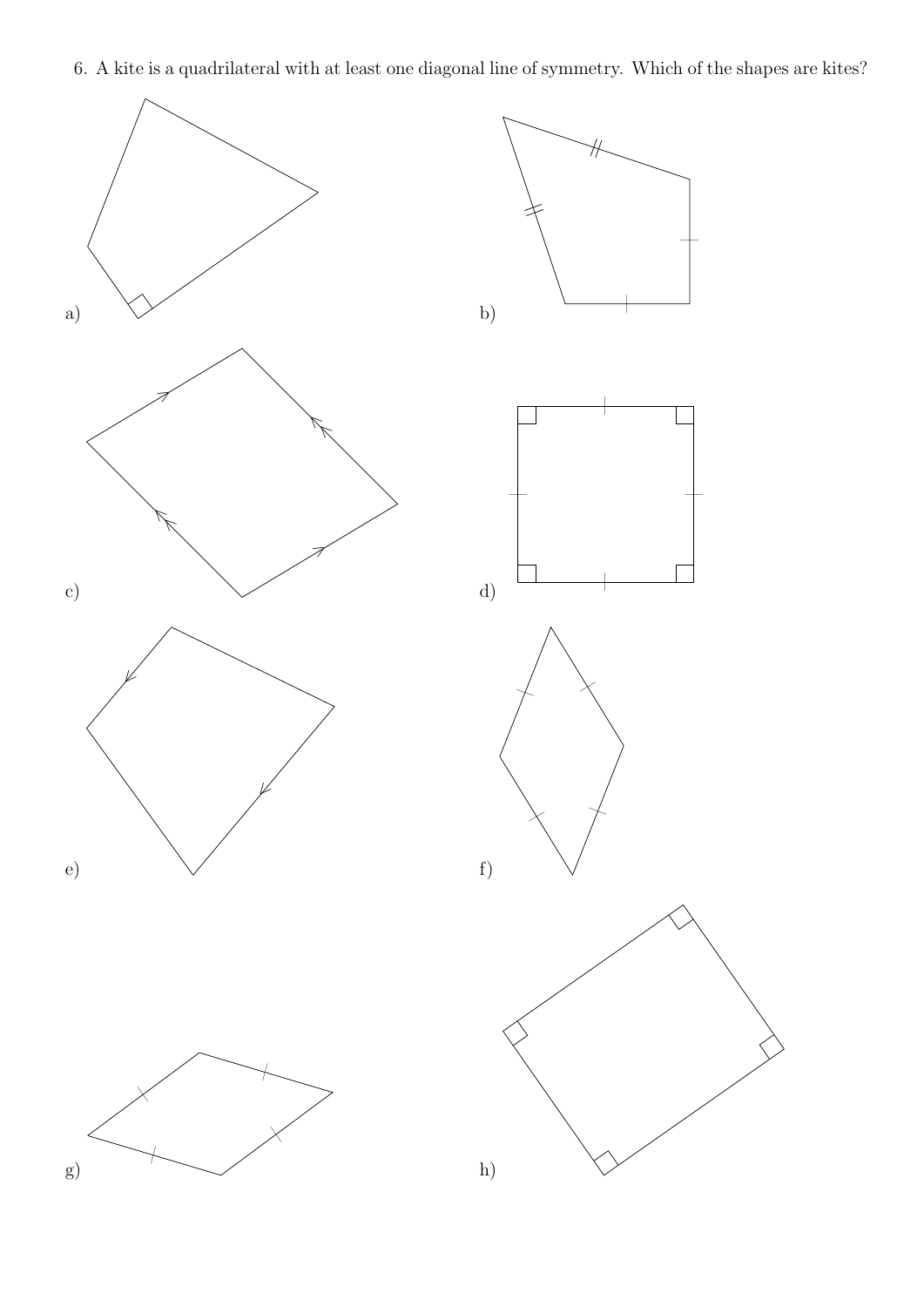6. A kite is a quadrilateral with at least one diagonal line of symmetry. Which of the shapes are kites?

a)

b)

c)

d)

e)

f)

g)

h)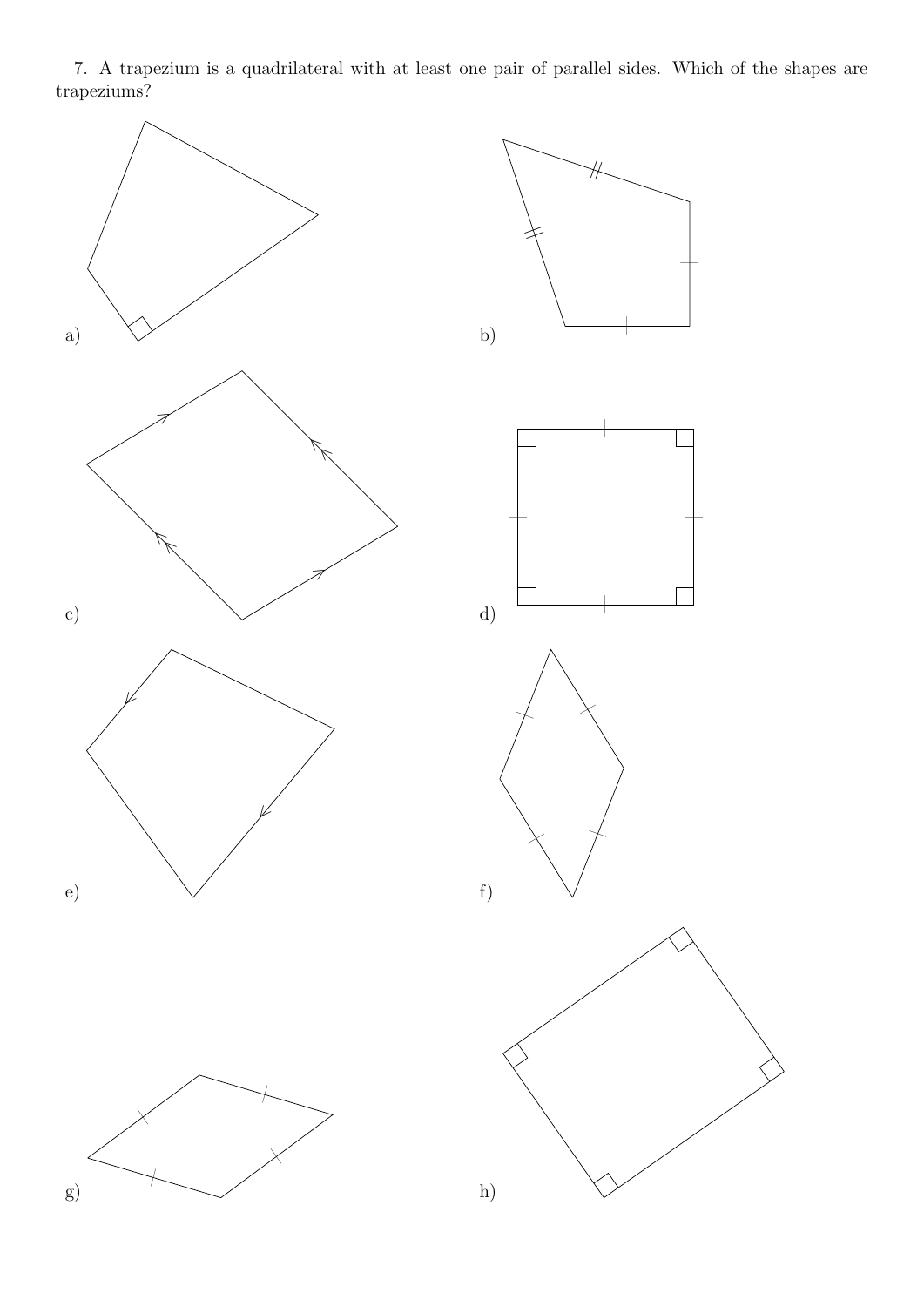7. A trapezium is a quadrilateral with at least one pair of parallel sides. Which of the shapes are trapeziums?

a)

b)

c)

d)

e)

f)

g)

h)